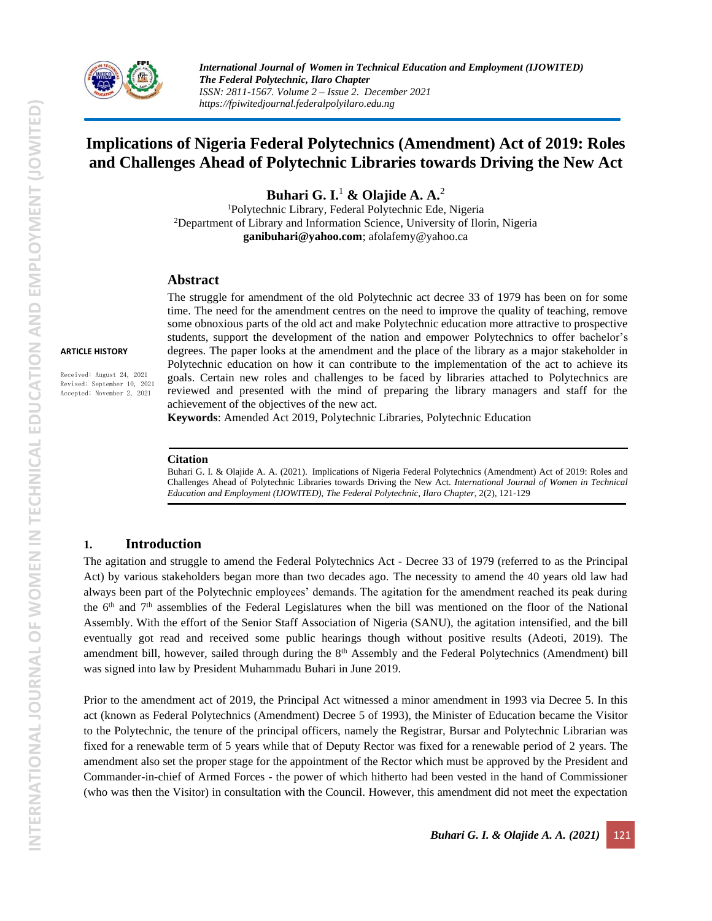# Implications of Nigeria Federal Polytechnics (Amendment) Act of 2019: Roles and Challenges Ahead of Polytechnic Libraries towards Driving the New Act

**Buhari G. I.**[1] **& Olajide A. A.**[2]

[1]Polytechnic Library, Federal Polytechnic Ede, Nigeria
[2]Department of Library and Information Science, University of Ilorin, Nigeria
**ganibuhari@yahoo.com**; afolafemy@yahoo.ca

**ARTICLE HISTORY**

Received: August 24, 2021
Revised: September 10, 2021
Accepted: November 2, 2021

## Abstract

The struggle for amendment of the old Polytechnic act decree 33 of 1979 has been on for some time. The need for the amendment centres on the need to improve the quality of teaching, remove some obnoxious parts of the old act and make Polytechnic education more attractive to prospective students, support the development of the nation and empower Polytechnics to offer bachelor's degrees. The paper looks at the amendment and the place of the library as a major stakeholder in Polytechnic education on how it can contribute to the implementation of the act to achieve its goals. Certain new roles and challenges to be faced by libraries attached to Polytechnics are reviewed and presented with the mind of preparing the library managers and staff for the achievement of the objectives of the new act.

**Keywords**: Amended Act 2019, Polytechnic Libraries, Polytechnic Education

**Citation**

Buhari G. I. & Olajide A. A. (2021). Implications of Nigeria Federal Polytechnics (Amendment) Act of 2019: Roles and Challenges Ahead of Polytechnic Libraries towards Driving the New Act. *International Journal of Women in Technical Education and Employment (IJOWITED), The Federal Polytechnic, Ilaro Chapter*, 2(2), 121-129

## 1. Introduction

The agitation and struggle to amend the Federal Polytechnics Act - Decree 33 of 1979 (referred to as the Principal Act) by various stakeholders began more than two decades ago. The necessity to amend the 40 years old law had always been part of the Polytechnic employees' demands. The agitation for the amendment reached its peak during the 6th and 7th assemblies of the Federal Legislatures when the bill was mentioned on the floor of the National Assembly. With the effort of the Senior Staff Association of Nigeria (SANU), the agitation intensified, and the bill eventually got read and received some public hearings though without positive results (Adeoti, 2019). The amendment bill, however, sailed through during the 8th Assembly and the Federal Polytechnics (Amendment) bill was signed into law by President Muhammadu Buhari in June 2019.

Prior to the amendment act of 2019, the Principal Act witnessed a minor amendment in 1993 via Decree 5. In this act (known as Federal Polytechnics (Amendment) Decree 5 of 1993), the Minister of Education became the Visitor to the Polytechnic, the tenure of the principal officers, namely the Registrar, Bursar and Polytechnic Librarian was fixed for a renewable term of 5 years while that of Deputy Rector was fixed for a renewable period of 2 years. The amendment also set the proper stage for the appointment of the Rector which must be approved by the President and Commander-in-chief of Armed Forces - the power of which hitherto had been vested in the hand of Commissioner (who was then the Visitor) in consultation with the Council. However, this amendment did not meet the expectation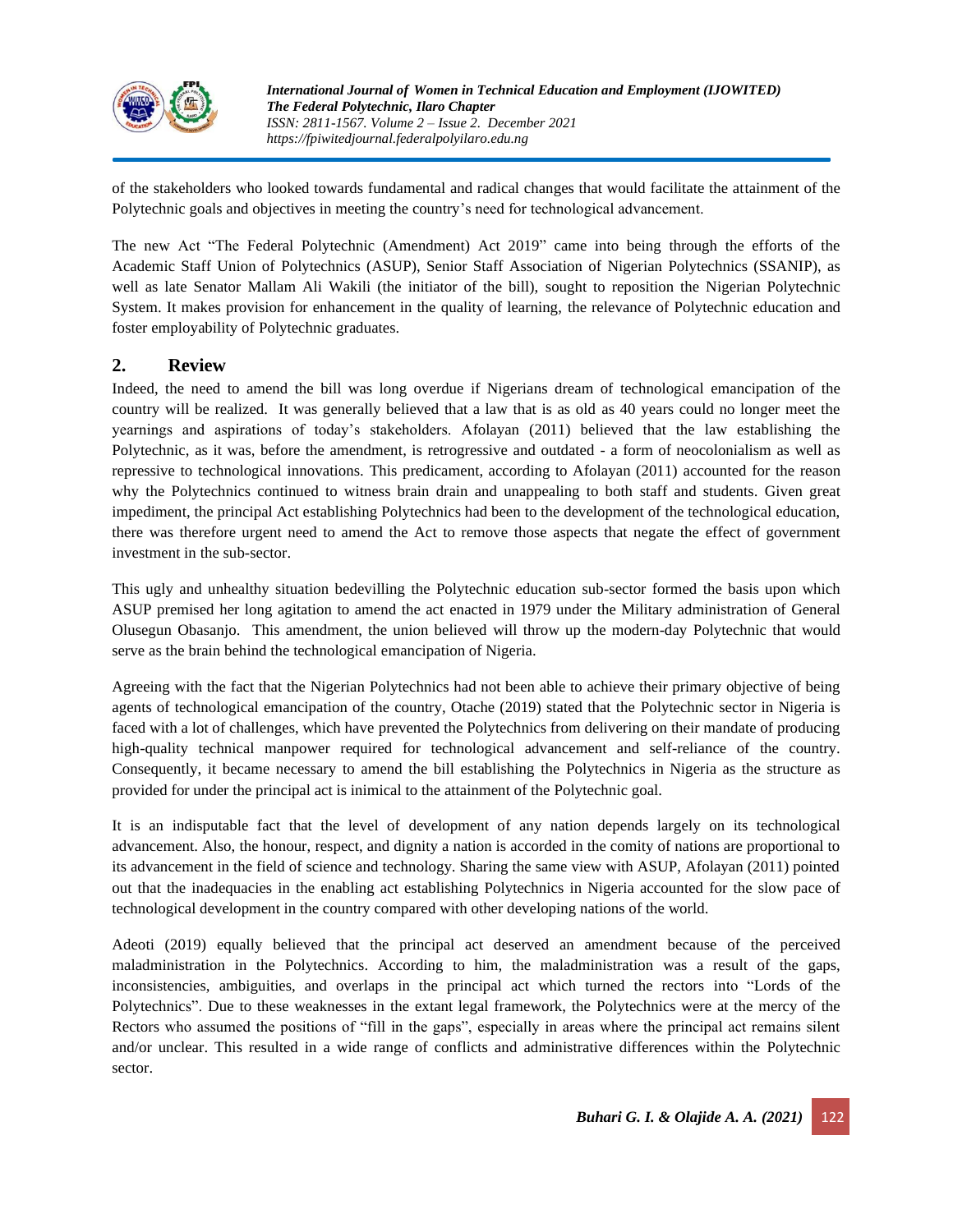of the stakeholders who looked towards fundamental and radical changes that would facilitate the attainment of the Polytechnic goals and objectives in meeting the country's need for technological advancement.

The new Act "The Federal Polytechnic (Amendment) Act 2019" came into being through the efforts of the Academic Staff Union of Polytechnics (ASUP), Senior Staff Association of Nigerian Polytechnics (SSANIP), as well as late Senator Mallam Ali Wakili (the initiator of the bill), sought to reposition the Nigerian Polytechnic System. It makes provision for enhancement in the quality of learning, the relevance of Polytechnic education and foster employability of Polytechnic graduates.

## 2. Review

Indeed, the need to amend the bill was long overdue if Nigerians dream of technological emancipation of the country will be realized. It was generally believed that a law that is as old as 40 years could no longer meet the yearnings and aspirations of today's stakeholders. Afolayan (2011) believed that the law establishing the Polytechnic, as it was, before the amendment, is retrogressive and outdated - a form of neocolonialism as well as repressive to technological innovations. This predicament, according to Afolayan (2011) accounted for the reason why the Polytechnics continued to witness brain drain and unappealing to both staff and students. Given great impediment, the principal Act establishing Polytechnics had been to the development of the technological education, there was therefore urgent need to amend the Act to remove those aspects that negate the effect of government investment in the sub-sector.

This ugly and unhealthy situation bedevilling the Polytechnic education sub-sector formed the basis upon which ASUP premised her long agitation to amend the act enacted in 1979 under the Military administration of General Olusegun Obasanjo. This amendment, the union believed will throw up the modern-day Polytechnic that would serve as the brain behind the technological emancipation of Nigeria.

Agreeing with the fact that the Nigerian Polytechnics had not been able to achieve their primary objective of being agents of technological emancipation of the country, Otache (2019) stated that the Polytechnic sector in Nigeria is faced with a lot of challenges, which have prevented the Polytechnics from delivering on their mandate of producing high-quality technical manpower required for technological advancement and self-reliance of the country. Consequently, it became necessary to amend the bill establishing the Polytechnics in Nigeria as the structure as provided for under the principal act is inimical to the attainment of the Polytechnic goal.

It is an indisputable fact that the level of development of any nation depends largely on its technological advancement. Also, the honour, respect, and dignity a nation is accorded in the comity of nations are proportional to its advancement in the field of science and technology. Sharing the same view with ASUP, Afolayan (2011) pointed out that the inadequacies in the enabling act establishing Polytechnics in Nigeria accounted for the slow pace of technological development in the country compared with other developing nations of the world.

Adeoti (2019) equally believed that the principal act deserved an amendment because of the perceived maladministration in the Polytechnics. According to him, the maladministration was a result of the gaps, inconsistencies, ambiguities, and overlaps in the principal act which turned the rectors into "Lords of the Polytechnics". Due to these weaknesses in the extant legal framework, the Polytechnics were at the mercy of the Rectors who assumed the positions of "fill in the gaps", especially in areas where the principal act remains silent and/or unclear. This resulted in a wide range of conflicts and administrative differences within the Polytechnic sector.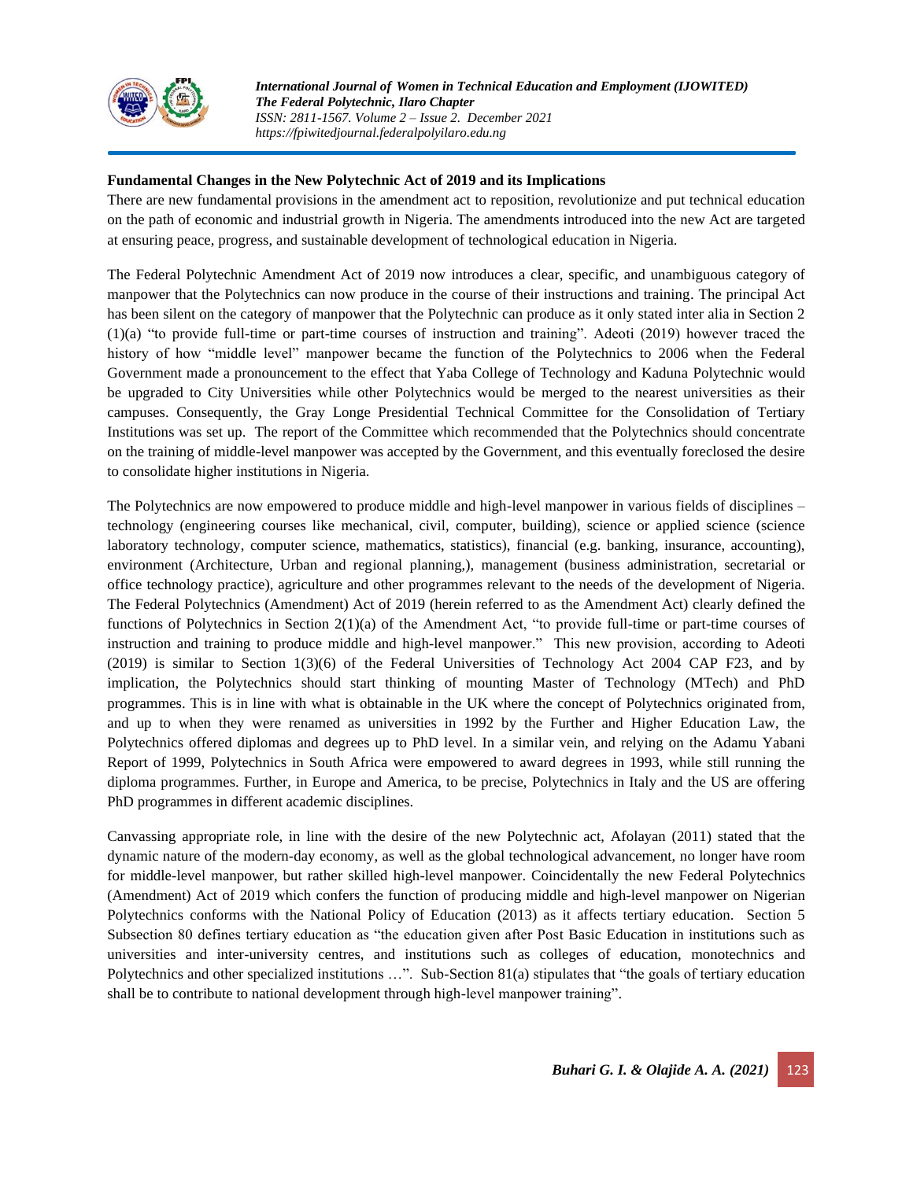**Fundamental Changes in the New Polytechnic Act of 2019 and its Implications**

There are new fundamental provisions in the amendment act to reposition, revolutionize and put technical education on the path of economic and industrial growth in Nigeria. The amendments introduced into the new Act are targeted at ensuring peace, progress, and sustainable development of technological education in Nigeria.

The Federal Polytechnic Amendment Act of 2019 now introduces a clear, specific, and unambiguous category of manpower that the Polytechnics can now produce in the course of their instructions and training. The principal Act has been silent on the category of manpower that the Polytechnic can produce as it only stated inter alia in Section 2 (1)(a) "to provide full-time or part-time courses of instruction and training". Adeoti (2019) however traced the history of how "middle level" manpower became the function of the Polytechnics to 2006 when the Federal Government made a pronouncement to the effect that Yaba College of Technology and Kaduna Polytechnic would be upgraded to City Universities while other Polytechnics would be merged to the nearest universities as their campuses. Consequently, the Gray Longe Presidential Technical Committee for the Consolidation of Tertiary Institutions was set up. The report of the Committee which recommended that the Polytechnics should concentrate on the training of middle-level manpower was accepted by the Government, and this eventually foreclosed the desire to consolidate higher institutions in Nigeria.

The Polytechnics are now empowered to produce middle and high-level manpower in various fields of disciplines – technology (engineering courses like mechanical, civil, computer, building), science or applied science (science laboratory technology, computer science, mathematics, statistics), financial (e.g. banking, insurance, accounting), environment (Architecture, Urban and regional planning,), management (business administration, secretarial or office technology practice), agriculture and other programmes relevant to the needs of the development of Nigeria. The Federal Polytechnics (Amendment) Act of 2019 (herein referred to as the Amendment Act) clearly defined the functions of Polytechnics in Section 2(1)(a) of the Amendment Act, "to provide full-time or part-time courses of instruction and training to produce middle and high-level manpower." This new provision, according to Adeoti (2019) is similar to Section 1(3)(6) of the Federal Universities of Technology Act 2004 CAP F23, and by implication, the Polytechnics should start thinking of mounting Master of Technology (MTech) and PhD programmes. This is in line with what is obtainable in the UK where the concept of Polytechnics originated from, and up to when they were renamed as universities in 1992 by the Further and Higher Education Law, the Polytechnics offered diplomas and degrees up to PhD level. In a similar vein, and relying on the Adamu Yabani Report of 1999, Polytechnics in South Africa were empowered to award degrees in 1993, while still running the diploma programmes. Further, in Europe and America, to be precise, Polytechnics in Italy and the US are offering PhD programmes in different academic disciplines.

Canvassing appropriate role, in line with the desire of the new Polytechnic act, Afolayan (2011) stated that the dynamic nature of the modern-day economy, as well as the global technological advancement, no longer have room for middle-level manpower, but rather skilled high-level manpower. Coincidentally the new Federal Polytechnics (Amendment) Act of 2019 which confers the function of producing middle and high-level manpower on Nigerian Polytechnics conforms with the National Policy of Education (2013) as it affects tertiary education. Section 5 Subsection 80 defines tertiary education as "the education given after Post Basic Education in institutions such as universities and inter-university centres, and institutions such as colleges of education, monotechnics and Polytechnics and other specialized institutions …". Sub-Section 81(a) stipulates that "the goals of tertiary education shall be to contribute to national development through high-level manpower training".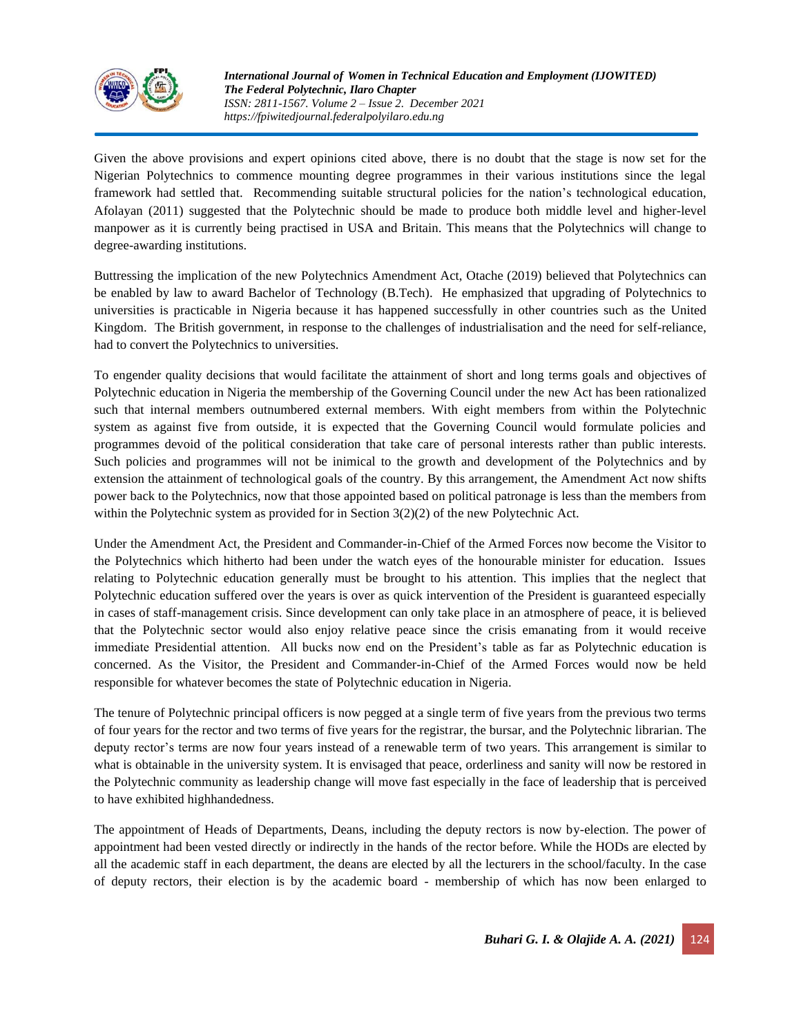Given the above provisions and expert opinions cited above, there is no doubt that the stage is now set for the Nigerian Polytechnics to commence mounting degree programmes in their various institutions since the legal framework had settled that. Recommending suitable structural policies for the nation's technological education, Afolayan (2011) suggested that the Polytechnic should be made to produce both middle level and higher-level manpower as it is currently being practised in USA and Britain. This means that the Polytechnics will change to degree-awarding institutions.

Buttressing the implication of the new Polytechnics Amendment Act, Otache (2019) believed that Polytechnics can be enabled by law to award Bachelor of Technology (B.Tech). He emphasized that upgrading of Polytechnics to universities is practicable in Nigeria because it has happened successfully in other countries such as the United Kingdom. The British government, in response to the challenges of industrialisation and the need for self-reliance, had to convert the Polytechnics to universities.

To engender quality decisions that would facilitate the attainment of short and long terms goals and objectives of Polytechnic education in Nigeria the membership of the Governing Council under the new Act has been rationalized such that internal members outnumbered external members. With eight members from within the Polytechnic system as against five from outside, it is expected that the Governing Council would formulate policies and programmes devoid of the political consideration that take care of personal interests rather than public interests. Such policies and programmes will not be inimical to the growth and development of the Polytechnics and by extension the attainment of technological goals of the country. By this arrangement, the Amendment Act now shifts power back to the Polytechnics, now that those appointed based on political patronage is less than the members from within the Polytechnic system as provided for in Section 3(2)(2) of the new Polytechnic Act.

Under the Amendment Act, the President and Commander-in-Chief of the Armed Forces now become the Visitor to the Polytechnics which hitherto had been under the watch eyes of the honourable minister for education. Issues relating to Polytechnic education generally must be brought to his attention. This implies that the neglect that Polytechnic education suffered over the years is over as quick intervention of the President is guaranteed especially in cases of staff-management crisis. Since development can only take place in an atmosphere of peace, it is believed that the Polytechnic sector would also enjoy relative peace since the crisis emanating from it would receive immediate Presidential attention. All bucks now end on the President's table as far as Polytechnic education is concerned. As the Visitor, the President and Commander-in-Chief of the Armed Forces would now be held responsible for whatever becomes the state of Polytechnic education in Nigeria.

The tenure of Polytechnic principal officers is now pegged at a single term of five years from the previous two terms of four years for the rector and two terms of five years for the registrar, the bursar, and the Polytechnic librarian. The deputy rector's terms are now four years instead of a renewable term of two years. This arrangement is similar to what is obtainable in the university system. It is envisaged that peace, orderliness and sanity will now be restored in the Polytechnic community as leadership change will move fast especially in the face of leadership that is perceived to have exhibited highhandedness.

The appointment of Heads of Departments, Deans, including the deputy rectors is now by-election. The power of appointment had been vested directly or indirectly in the hands of the rector before. While the HODs are elected by all the academic staff in each department, the deans are elected by all the lecturers in the school/faculty. In the case of deputy rectors, their election is by the academic board - membership of which has now been enlarged to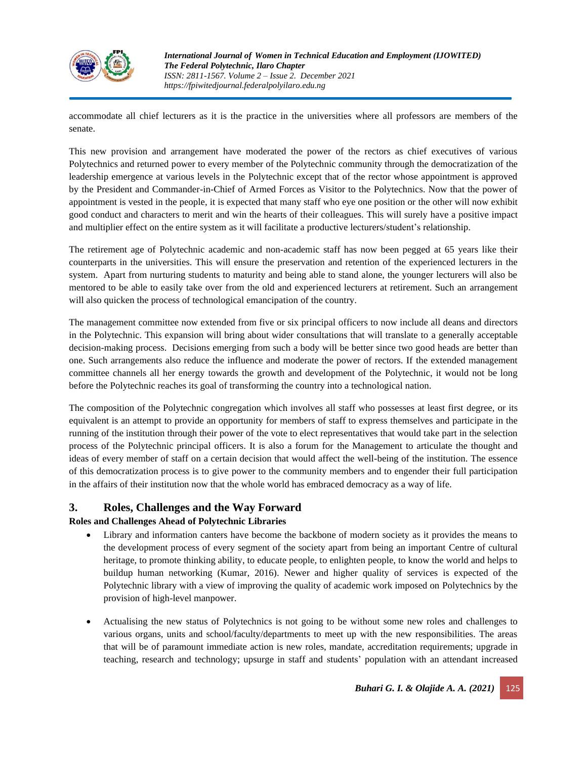accommodate all chief lecturers as it is the practice in the universities where all professors are members of the senate.

This new provision and arrangement have moderated the power of the rectors as chief executives of various Polytechnics and returned power to every member of the Polytechnic community through the democratization of the leadership emergence at various levels in the Polytechnic except that of the rector whose appointment is approved by the President and Commander-in-Chief of Armed Forces as Visitor to the Polytechnics. Now that the power of appointment is vested in the people, it is expected that many staff who eye one position or the other will now exhibit good conduct and characters to merit and win the hearts of their colleagues. This will surely have a positive impact and multiplier effect on the entire system as it will facilitate a productive lecturers/student's relationship.

The retirement age of Polytechnic academic and non-academic staff has now been pegged at 65 years like their counterparts in the universities. This will ensure the preservation and retention of the experienced lecturers in the system. Apart from nurturing students to maturity and being able to stand alone, the younger lecturers will also be mentored to be able to easily take over from the old and experienced lecturers at retirement. Such an arrangement will also quicken the process of technological emancipation of the country.

The management committee now extended from five or six principal officers to now include all deans and directors in the Polytechnic. This expansion will bring about wider consultations that will translate to a generally acceptable decision-making process. Decisions emerging from such a body will be better since two good heads are better than one. Such arrangements also reduce the influence and moderate the power of rectors. If the extended management committee channels all her energy towards the growth and development of the Polytechnic, it would not be long before the Polytechnic reaches its goal of transforming the country into a technological nation.

The composition of the Polytechnic congregation which involves all staff who possesses at least first degree, or its equivalent is an attempt to provide an opportunity for members of staff to express themselves and participate in the running of the institution through their power of the vote to elect representatives that would take part in the selection process of the Polytechnic principal officers. It is also a forum for the Management to articulate the thought and ideas of every member of staff on a certain decision that would affect the well-being of the institution. The essence of this democratization process is to give power to the community members and to engender their full participation in the affairs of their institution now that the whole world has embraced democracy as a way of life.

## 3. Roles, Challenges and the Way Forward

**Roles and Challenges Ahead of Polytechnic Libraries**

- Library and information canters have become the backbone of modern society as it provides the means to the development process of every segment of the society apart from being an important Centre of cultural heritage, to promote thinking ability, to educate people, to enlighten people, to know the world and helps to buildup human networking (Kumar, 2016). Newer and higher quality of services is expected of the Polytechnic library with a view of improving the quality of academic work imposed on Polytechnics by the provision of high-level manpower.

- Actualising the new status of Polytechnics is not going to be without some new roles and challenges to various organs, units and school/faculty/departments to meet up with the new responsibilities. The areas that will be of paramount immediate action is new roles, mandate, accreditation requirements; upgrade in teaching, research and technology; upsurge in staff and students' population with an attendant increased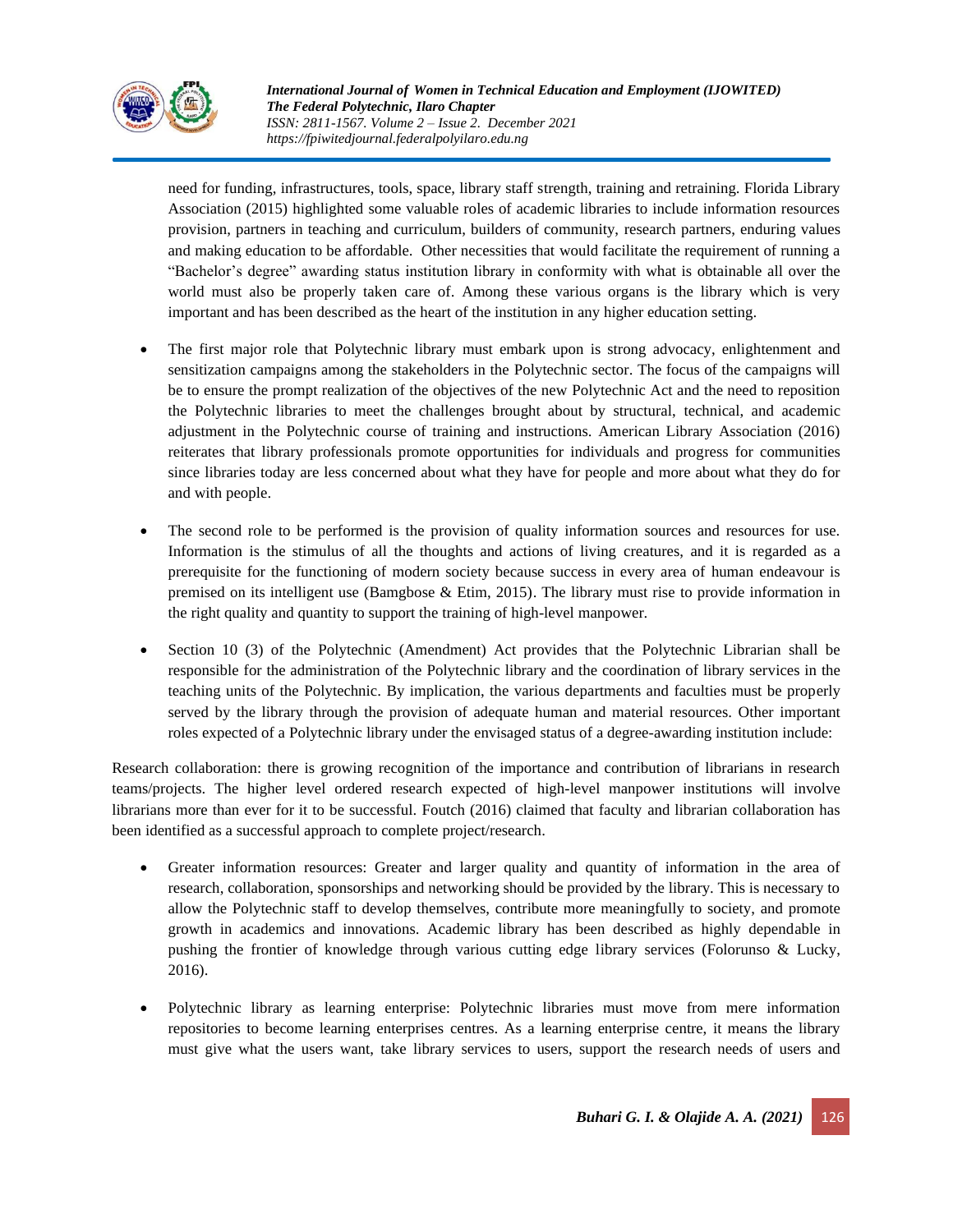need for funding, infrastructures, tools, space, library staff strength, training and retraining. Florida Library Association (2015) highlighted some valuable roles of academic libraries to include information resources provision, partners in teaching and curriculum, builders of community, research partners, enduring values and making education to be affordable. Other necessities that would facilitate the requirement of running a "Bachelor's degree" awarding status institution library in conformity with what is obtainable all over the world must also be properly taken care of. Among these various organs is the library which is very important and has been described as the heart of the institution in any higher education setting.

- The first major role that Polytechnic library must embark upon is strong advocacy, enlightenment and sensitization campaigns among the stakeholders in the Polytechnic sector. The focus of the campaigns will be to ensure the prompt realization of the objectives of the new Polytechnic Act and the need to reposition the Polytechnic libraries to meet the challenges brought about by structural, technical, and academic adjustment in the Polytechnic course of training and instructions. American Library Association (2016) reiterates that library professionals promote opportunities for individuals and progress for communities since libraries today are less concerned about what they have for people and more about what they do for and with people.

- The second role to be performed is the provision of quality information sources and resources for use. Information is the stimulus of all the thoughts and actions of living creatures, and it is regarded as a prerequisite for the functioning of modern society because success in every area of human endeavour is premised on its intelligent use (Bamgbose & Etim, 2015). The library must rise to provide information in the right quality and quantity to support the training of high-level manpower.

- Section 10 (3) of the Polytechnic (Amendment) Act provides that the Polytechnic Librarian shall be responsible for the administration of the Polytechnic library and the coordination of library services in the teaching units of the Polytechnic. By implication, the various departments and faculties must be properly served by the library through the provision of adequate human and material resources. Other important roles expected of a Polytechnic library under the envisaged status of a degree-awarding institution include:

Research collaboration: there is growing recognition of the importance and contribution of librarians in research teams/projects. The higher level ordered research expected of high-level manpower institutions will involve librarians more than ever for it to be successful. Foutch (2016) claimed that faculty and librarian collaboration has been identified as a successful approach to complete project/research.

- Greater information resources: Greater and larger quality and quantity of information in the area of research, collaboration, sponsorships and networking should be provided by the library. This is necessary to allow the Polytechnic staff to develop themselves, contribute more meaningfully to society, and promote growth in academics and innovations. Academic library has been described as highly dependable in pushing the frontier of knowledge through various cutting edge library services (Folorunso & Lucky, 2016).

- Polytechnic library as learning enterprise: Polytechnic libraries must move from mere information repositories to become learning enterprises centres. As a learning enterprise centre, it means the library must give what the users want, take library services to users, support the research needs of users and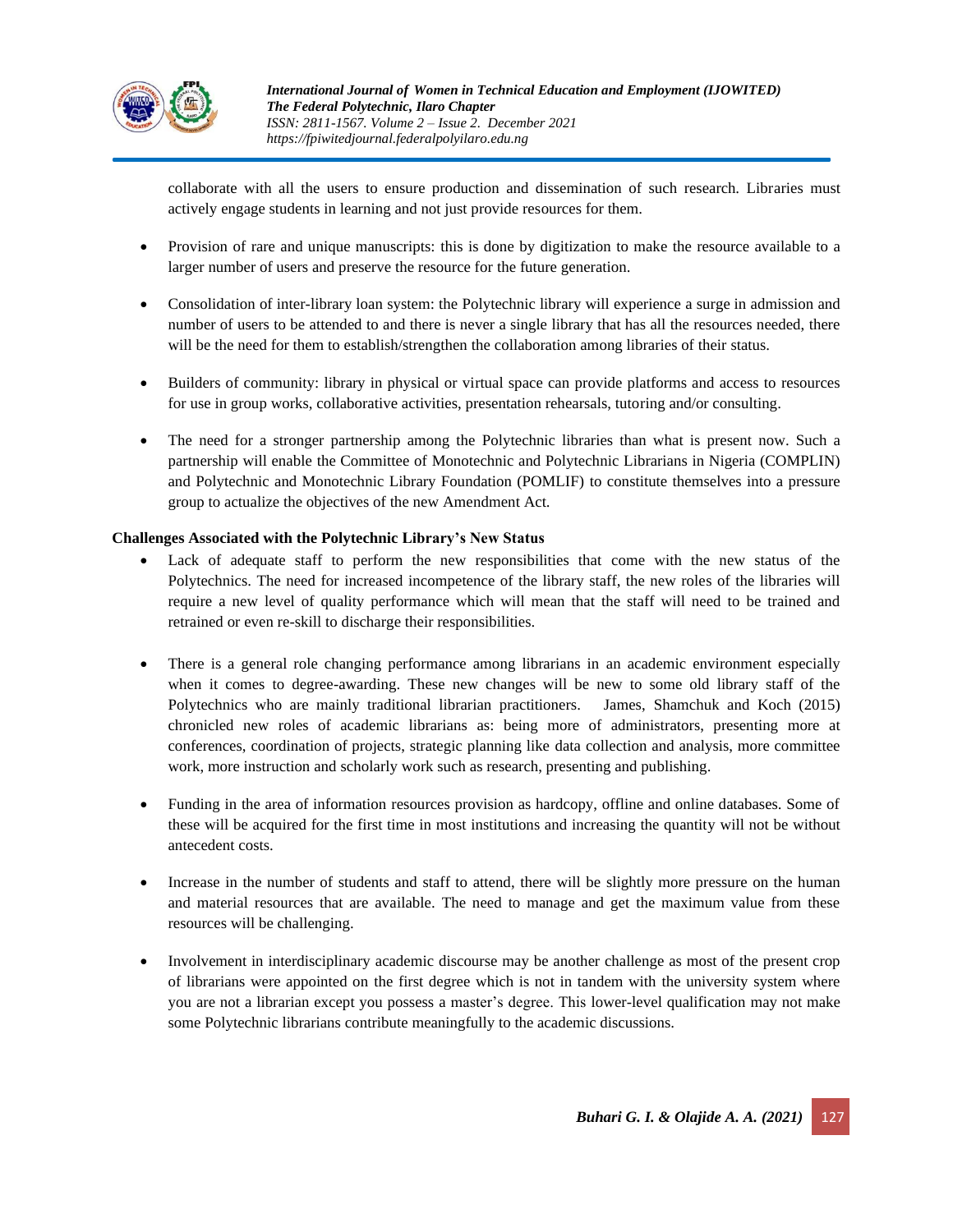collaborate with all the users to ensure production and dissemination of such research. Libraries must actively engage students in learning and not just provide resources for them.

- Provision of rare and unique manuscripts: this is done by digitization to make the resource available to a larger number of users and preserve the resource for the future generation.

- Consolidation of inter-library loan system: the Polytechnic library will experience a surge in admission and number of users to be attended to and there is never a single library that has all the resources needed, there will be the need for them to establish/strengthen the collaboration among libraries of their status.

- Builders of community: library in physical or virtual space can provide platforms and access to resources for use in group works, collaborative activities, presentation rehearsals, tutoring and/or consulting.

- The need for a stronger partnership among the Polytechnic libraries than what is present now. Such a partnership will enable the Committee of Monotechnic and Polytechnic Librarians in Nigeria (COMPLIN) and Polytechnic and Monotechnic Library Foundation (POMLIF) to constitute themselves into a pressure group to actualize the objectives of the new Amendment Act.

**Challenges Associated with the Polytechnic Library's New Status**

- Lack of adequate staff to perform the new responsibilities that come with the new status of the Polytechnics. The need for increased incompetence of the library staff, the new roles of the libraries will require a new level of quality performance which will mean that the staff will need to be trained and retrained or even re-skill to discharge their responsibilities.

- There is a general role changing performance among librarians in an academic environment especially when it comes to degree-awarding. These new changes will be new to some old library staff of the Polytechnics who are mainly traditional librarian practitioners. James, Shamchuk and Koch (2015) chronicled new roles of academic librarians as: being more of administrators, presenting more at conferences, coordination of projects, strategic planning like data collection and analysis, more committee work, more instruction and scholarly work such as research, presenting and publishing.

- Funding in the area of information resources provision as hardcopy, offline and online databases. Some of these will be acquired for the first time in most institutions and increasing the quantity will not be without antecedent costs.

- Increase in the number of students and staff to attend, there will be slightly more pressure on the human and material resources that are available. The need to manage and get the maximum value from these resources will be challenging.

- Involvement in interdisciplinary academic discourse may be another challenge as most of the present crop of librarians were appointed on the first degree which is not in tandem with the university system where you are not a librarian except you possess a master's degree. This lower-level qualification may not make some Polytechnic librarians contribute meaningfully to the academic discussions.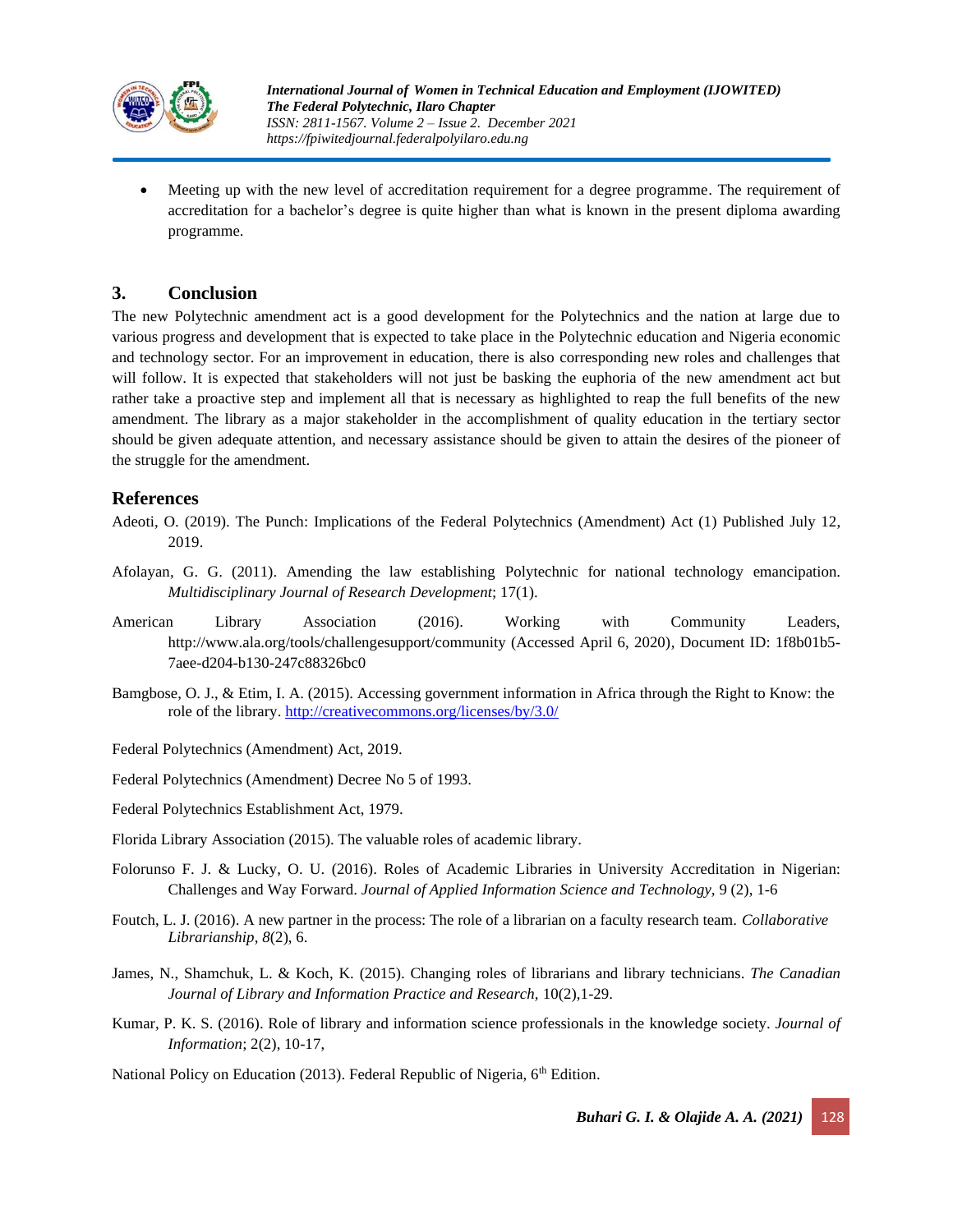- Meeting up with the new level of accreditation requirement for a degree programme. The requirement of accreditation for a bachelor's degree is quite higher than what is known in the present diploma awarding programme.

## 3. Conclusion

The new Polytechnic amendment act is a good development for the Polytechnics and the nation at large due to various progress and development that is expected to take place in the Polytechnic education and Nigeria economic and technology sector. For an improvement in education, there is also corresponding new roles and challenges that will follow. It is expected that stakeholders will not just be basking the euphoria of the new amendment act but rather take a proactive step and implement all that is necessary as highlighted to reap the full benefits of the new amendment. The library as a major stakeholder in the accomplishment of quality education in the tertiary sector should be given adequate attention, and necessary assistance should be given to attain the desires of the pioneer of the struggle for the amendment.

## References

Adeoti, O. (2019). The Punch: Implications of the Federal Polytechnics (Amendment) Act (1) Published July 12, 2019.

Afolayan, G. G. (2011). Amending the law establishing Polytechnic for national technology emancipation. *Multidisciplinary Journal of Research Development*; 17(1).

American Library Association (2016). Working with Community Leaders, http://www.ala.org/tools/challengesupport/community (Accessed April 6, 2020), Document ID: 1f8b01b5-7aee-d204-b130-247c88326bc0

Bamgbose, O. J., & Etim, I. A. (2015). Accessing government information in Africa through the Right to Know: the role of the library. http://creativecommons.org/licenses/by/3.0/

Federal Polytechnics (Amendment) Act, 2019.

Federal Polytechnics (Amendment) Decree No 5 of 1993.

Federal Polytechnics Establishment Act, 1979.

Florida Library Association (2015). The valuable roles of academic library.

Folorunso F. J. & Lucky, O. U. (2016). Roles of Academic Libraries in University Accreditation in Nigerian: Challenges and Way Forward. *Journal of Applied Information Science and Technology*, 9 (2), 1-6

Foutch, L. J. (2016). A new partner in the process: The role of a librarian on a faculty research team. *Collaborative Librarianship*, *8*(2), 6.

James, N., Shamchuk, L. & Koch, K. (2015). Changing roles of librarians and library technicians. *The Canadian Journal of Library and Information Practice and Research,* 10(2),1-29.

Kumar, P. K. S. (2016). Role of library and information science professionals in the knowledge society. *Journal of Information*; 2(2), 10-17,

National Policy on Education (2013). Federal Republic of Nigeria, 6th Edition.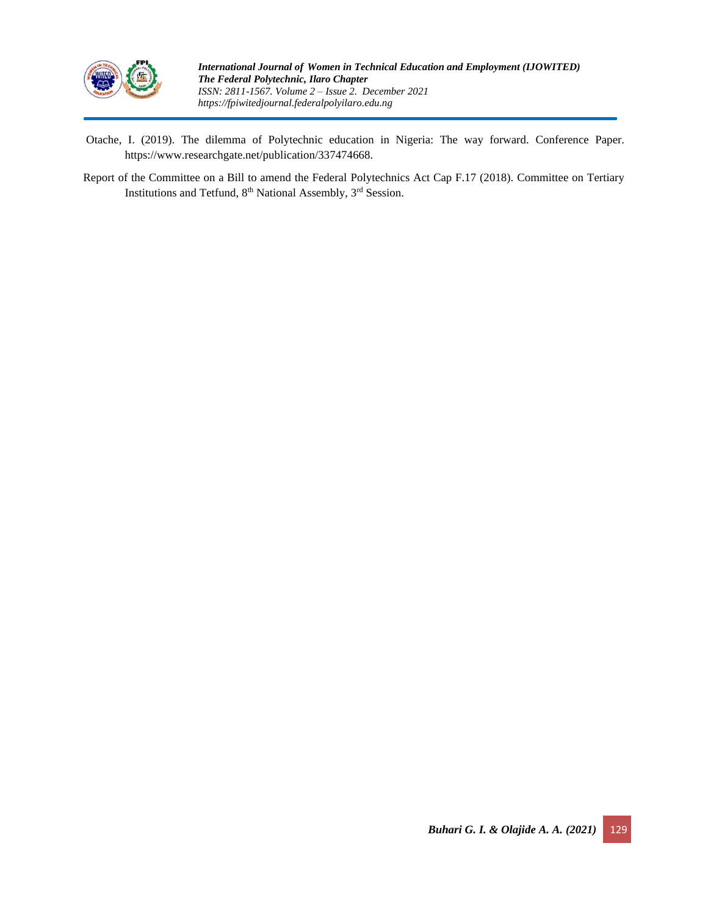Otache, I. (2019). The dilemma of Polytechnic education in Nigeria: The way forward. Conference Paper. https://www.researchgate.net/publication/337474668.

Report of the Committee on a Bill to amend the Federal Polytechnics Act Cap F.17 (2018). Committee on Tertiary Institutions and Tetfund, 8th National Assembly, 3rd Session.